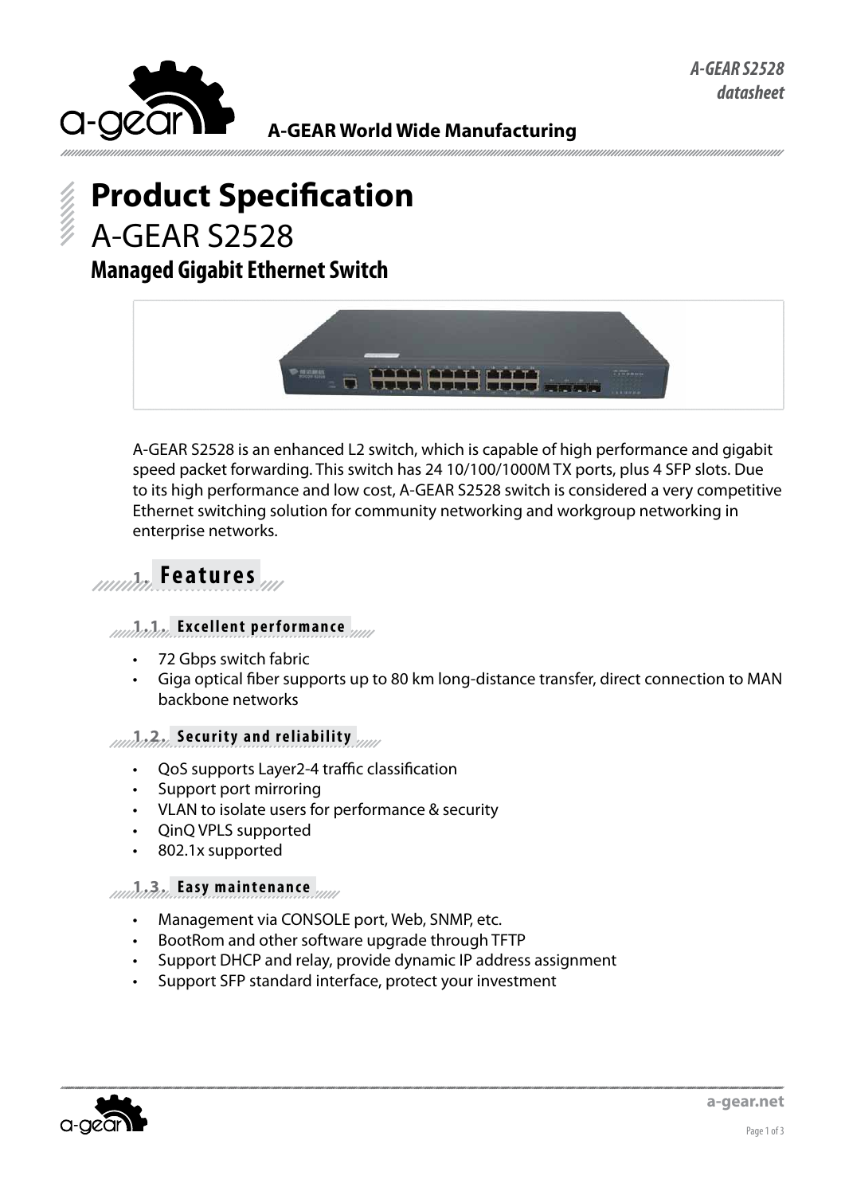# Product Specification

A-GEAR S2528

## Managed Gigabit Ethernet Switch

A-GEAR S2528 is an enhanced L2 switch, which is capable of high performance and gigabit speed packet forwarding. This switch has 24 10/100/1000M TX ports, plus 4 SFP slots. Due to its high performance and low cost, A-GEAR S2528 switch is considered a very competitive Ethernet switching solution for community networking and workgroup networking in enterprise networks.

## 1. Features

### 1.1. Excellent performance

- 72 Gbps switch fabric
- Giga optical fiber supports up to 80 km long-distance transfer, direct connection to MAN backbone networks

### 1.2. Security and reliability

- QoS supports Layer2-4 traffic classification
- Support port mirroring
- VLAN to isolate users for performance & security
- QinQ VPLS supported
- 802.1x supported

### 1.3. Easy maintenance

- Management via CONSOLE port, Web, SNMP, etc.
- BootRom and other software upgrade through TFTP
- Support DHCP and relay, provide dynamic IP address assignment
- Support SFP standard interface, protect your investment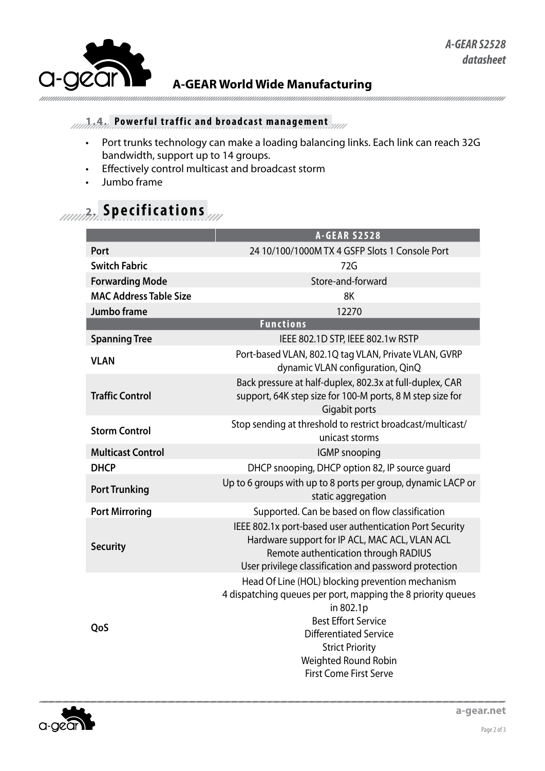### 1.4. Powerful traffic and broadcast management

- Port trunks technology can make a loading balancing links. Each link can reach 32G bandwidth, support up to 14 groups.
- Effectively control multicast and broadcast storm
- Jumbo frame

## 2. Specifications

| | A-GEAR S2528 |
|---|---|
| **Port** | 24 10/100/1000M TX 4 GSFP Slots 1 Console Port |
| **Switch Fabric** | 72G |
| **Forwarding Mode** | Store-and-forward |
| **MAC Address Table Size** | 8K |
| **Jumbo frame** | 12270 |
| **Functions** | |
| **Spanning Tree** | IEEE 802.1D STP, IEEE 802.1w RSTP |
| **VLAN** | Port-based VLAN, 802.1Q tag VLAN, Private VLAN, GVRP dynamic VLAN configuration, QinQ |
| **Traffic Control** | Back pressure at half-duplex, 802.3x at full-duplex, CAR support, 64K step size for 100-M ports, 8 M step size for Gigabit ports |
| **Storm Control** | Stop sending at threshold to restrict broadcast/multicast/ unicast storms |
| **Multicast Control** | IGMP snooping |
| **DHCP** | DHCP snooping, DHCP option 82, IP source guard |
| **Port Trunking** | Up to 6 groups with up to 8 ports per group, dynamic LACP or static aggregation |
| **Port Mirroring** | Supported. Can be based on flow classification |
| **Security** | IEEE 802.1x port-based user authentication Port Security<br>Hardware support for IP ACL, MAC ACL, VLAN ACL<br>Remote authentication through RADIUS<br>User privilege classification and password protection |
| **QoS** | Head Of Line (HOL) blocking prevention mechanism<br>4 dispatching queues per port, mapping the 8 priority queues in 802.1p<br>Best Effort Service<br>Differentiated Service<br>Strict Priority<br>Weighted Round Robin<br>First Come First Serve |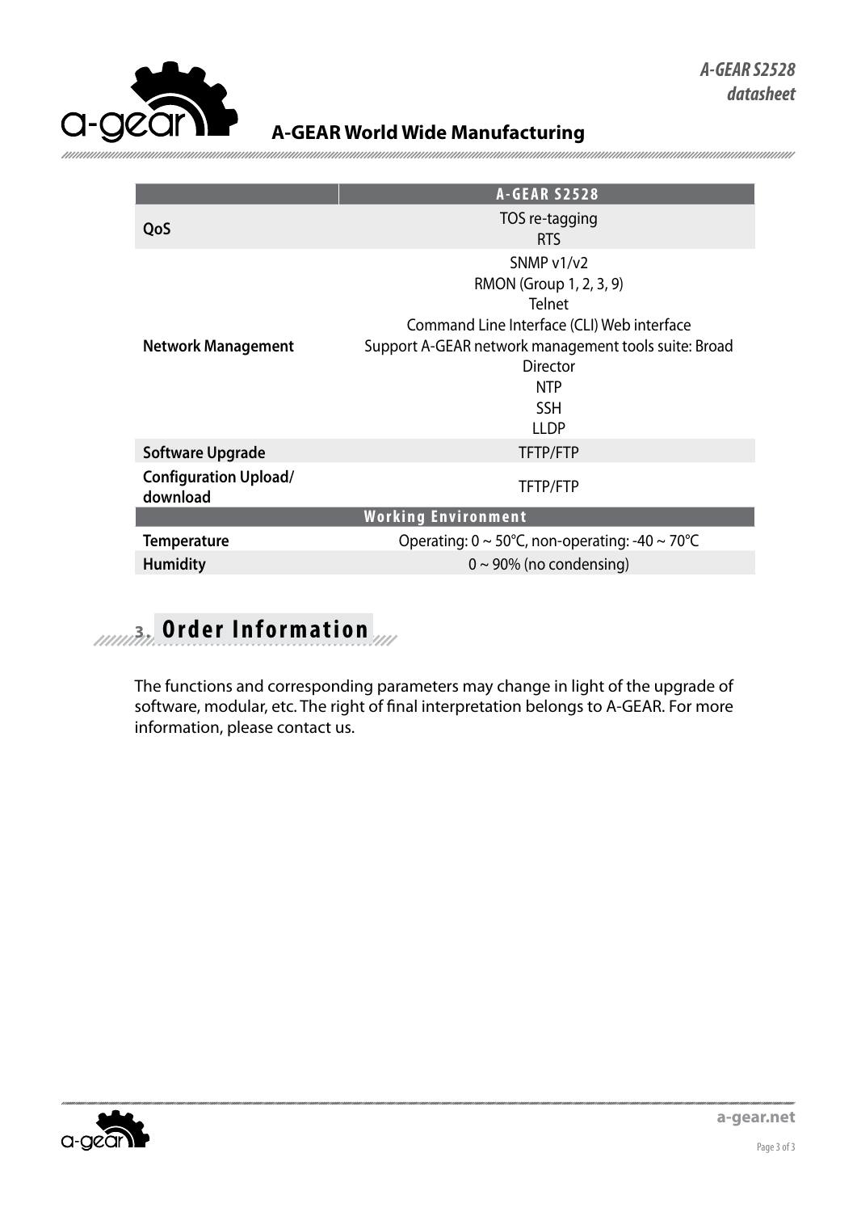| | A-GEAR S2528 |
|---|---|
| **QoS** | TOS re-tagging<br>RTS |
| **Network Management** | SNMP v1/v2<br>RMON (Group 1, 2, 3, 9)<br>Telnet<br>Command Line Interface (CLI) Web interface<br>Support A-GEAR network management tools suite: Broad Director<br>NTP<br>SSH<br>LLDP |
| **Software Upgrade** | TFTP/FTP |
| **Configuration Upload/ download** | TFTP/FTP |
| **Working Environment** | |
| **Temperature** | Operating: 0 ~ 50℃, non-operating: -40 ~ 70℃ |
| **Humidity** | 0 ~ 90% (no condensing) |

## 3. Order Information

The functions and corresponding parameters may change in light of the upgrade of software, modular, etc. The right of final interpretation belongs to A-GEAR. For more information, please contact us.